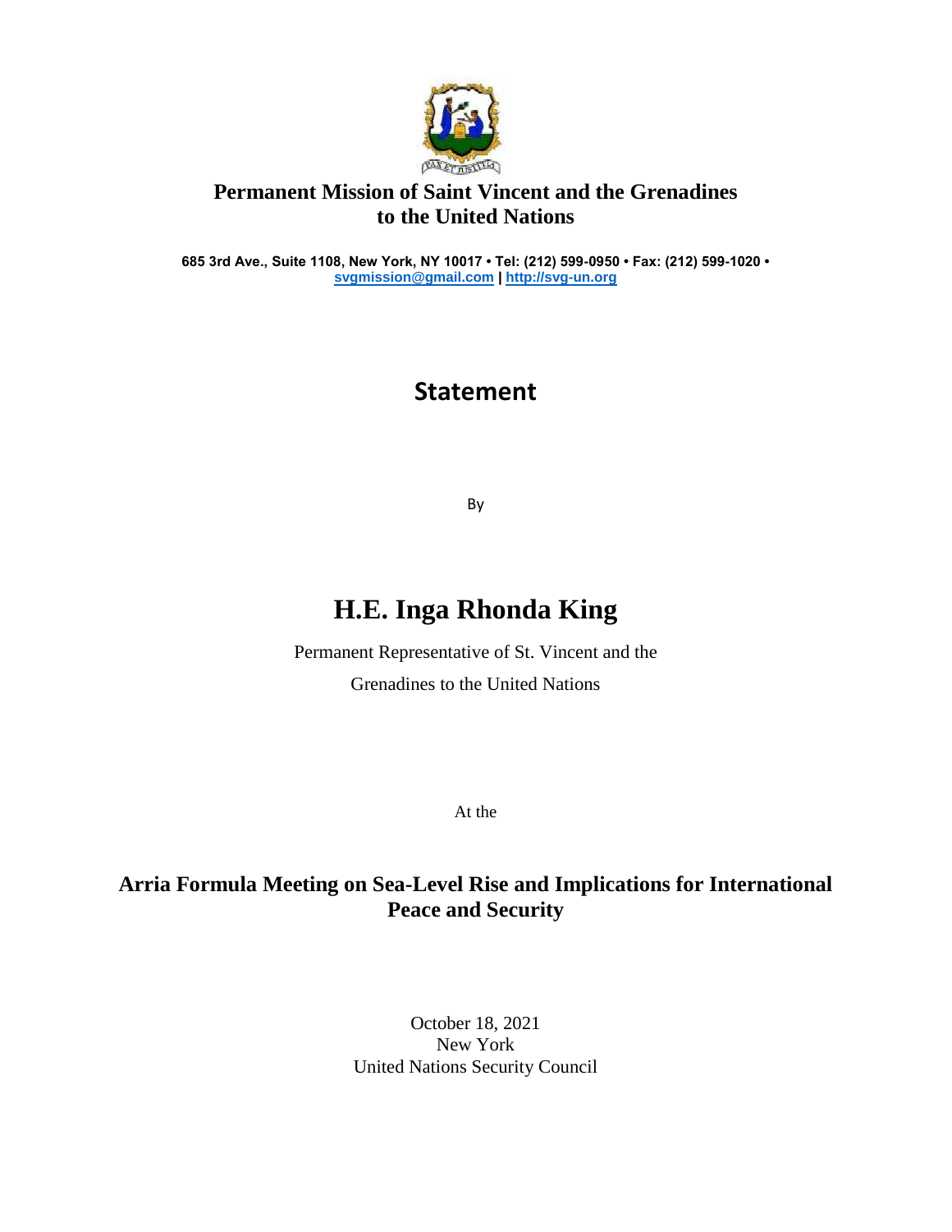**Permanent Mission of Saint Vincent and the Grenadines to the United Nations**

685 3rd Ave., Suite 1108, New York, NY 10017 • Tel: (212) 599-0950 • Fax: (212) 599-1020 • svgmission@gmail.com | http://svg-un.org

# Statement

By

# H.E. Inga Rhonda King

Permanent Representative of St. Vincent and the Grenadines to the United Nations

At the

## Arria Formula Meeting on Sea-Level Rise and Implications for International Peace and Security

October 18, 2021
New York
United Nations Security Council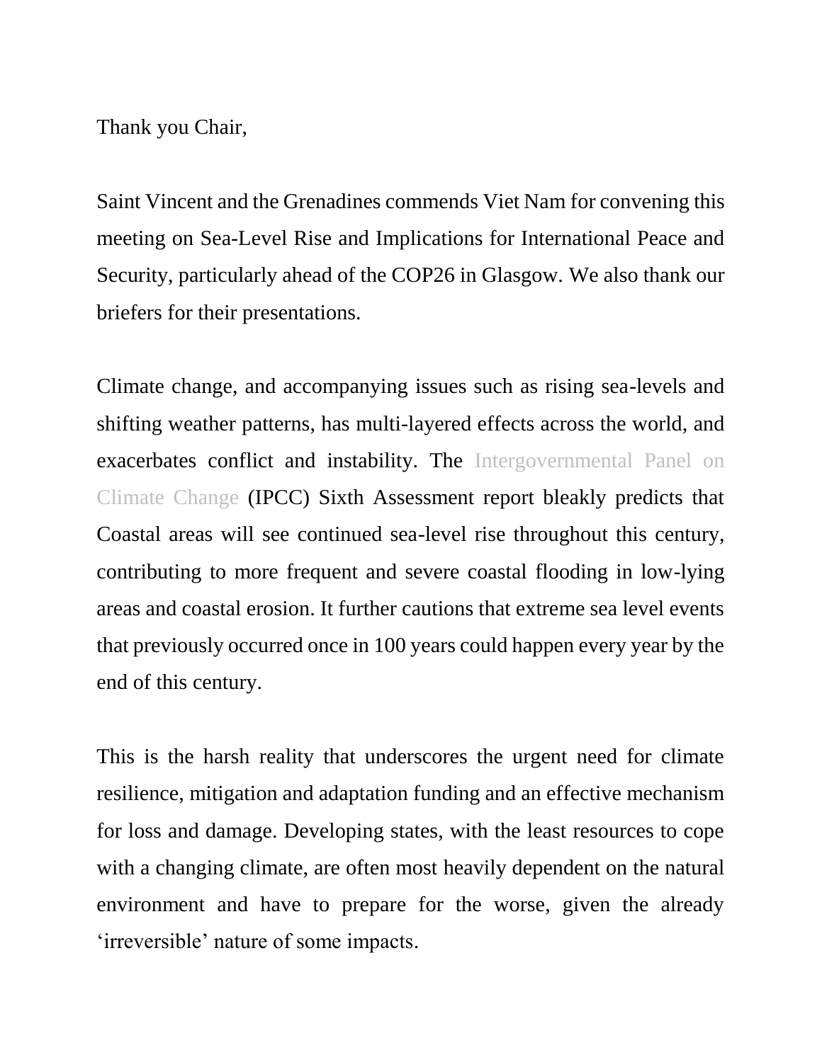Thank you Chair,

Saint Vincent and the Grenadines commends Viet Nam for convening this meeting on Sea-Level Rise and Implications for International Peace and Security, particularly ahead of the COP26 in Glasgow. We also thank our briefers for their presentations.

Climate change, and accompanying issues such as rising sea-levels and shifting weather patterns, has multi-layered effects across the world, and exacerbates conflict and instability. The Intergovernmental Panel on Climate Change (IPCC) Sixth Assessment report bleakly predicts that Coastal areas will see continued sea-level rise throughout this century, contributing to more frequent and severe coastal flooding in low-lying areas and coastal erosion. It further cautions that extreme sea level events that previously occurred once in 100 years could happen every year by the end of this century.

This is the harsh reality that underscores the urgent need for climate resilience, mitigation and adaptation funding and an effective mechanism for loss and damage. Developing states, with the least resources to cope with a changing climate, are often most heavily dependent on the natural environment and have to prepare for the worse, given the already 'irreversible' nature of some impacts.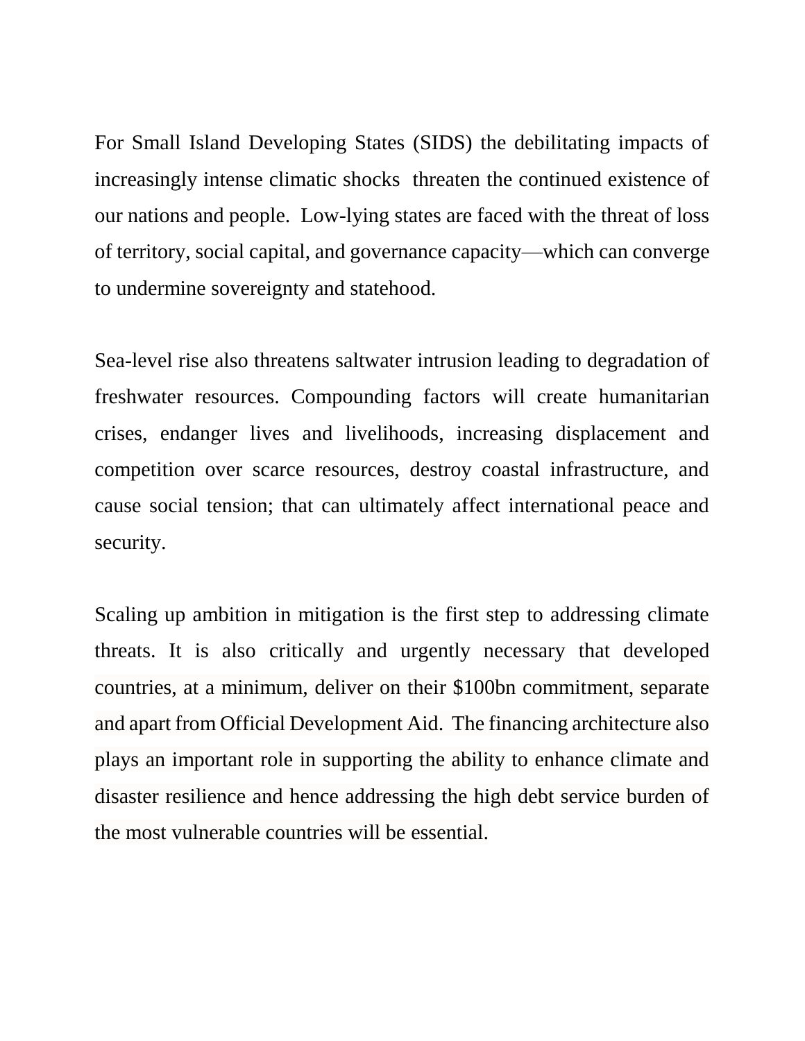For Small Island Developing States (SIDS) the debilitating impacts of increasingly intense climatic shocks threaten the continued existence of our nations and people. Low-lying states are faced with the threat of loss of territory, social capital, and governance capacity—which can converge to undermine sovereignty and statehood.

Sea-level rise also threatens saltwater intrusion leading to degradation of freshwater resources. Compounding factors will create humanitarian crises, endanger lives and livelihoods, increasing displacement and competition over scarce resources, destroy coastal infrastructure, and cause social tension; that can ultimately affect international peace and security.

Scaling up ambition in mitigation is the first step to addressing climate threats. It is also critically and urgently necessary that developed countries, at a minimum, deliver on their $100bn commitment, separate and apart from Official Development Aid. The financing architecture also plays an important role in supporting the ability to enhance climate and disaster resilience and hence addressing the high debt service burden of the most vulnerable countries will be essential.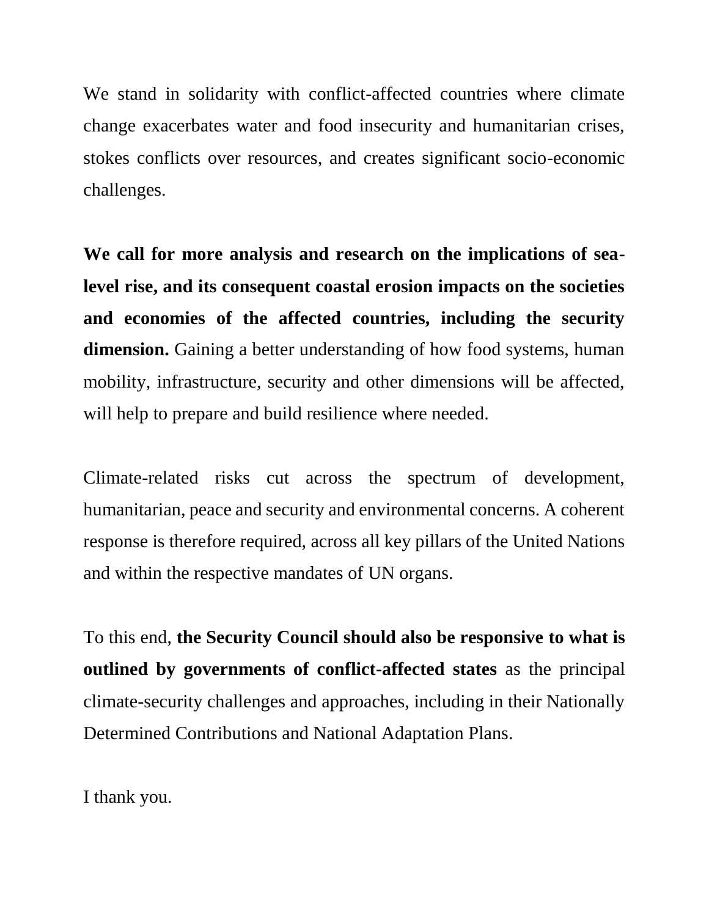We stand in solidarity with conflict-affected countries where climate change exacerbates water and food insecurity and humanitarian crises, stokes conflicts over resources, and creates significant socio-economic challenges.

**We call for more analysis and research on the implications of sea-level rise, and its consequent coastal erosion impacts on the societies and economies of the affected countries, including the security dimension.** Gaining a better understanding of how food systems, human mobility, infrastructure, security and other dimensions will be affected, will help to prepare and build resilience where needed.

Climate-related risks cut across the spectrum of development, humanitarian, peace and security and environmental concerns. A coherent response is therefore required, across all key pillars of the United Nations and within the respective mandates of UN organs.

To this end, **the Security Council should also be responsive to what is outlined by governments of conflict-affected states** as the principal climate-security challenges and approaches, including in their Nationally Determined Contributions and National Adaptation Plans.

I thank you.